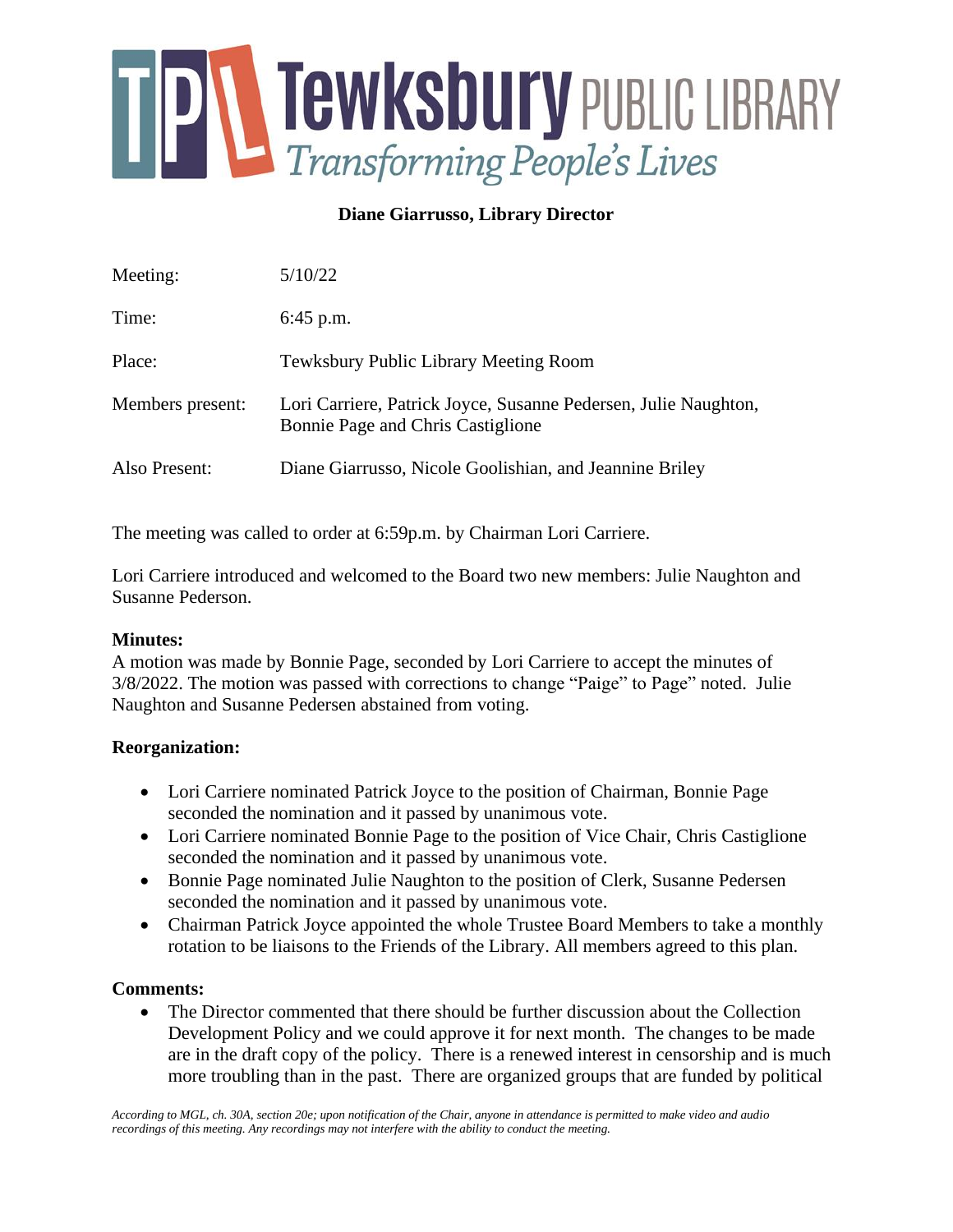# Tewksbury PUBLIC LIBRARY

*Transforming People's Lives*

**Diane Giarrusso, Library Director**

| | |
|---|---|
| Meeting: | 5/10/22 |
| Time: | 6:45 p.m. |
| Place: | Tewksbury Public Library Meeting Room |
| Members present: | Lori Carriere, Patrick Joyce, Susanne Pedersen, Julie Naughton, Bonnie Page and Chris Castiglione |
| Also Present: | Diane Giarrusso, Nicole Goolishian, and Jeannine Briley |

The meeting was called to order at 6:59p.m. by Chairman Lori Carriere.

Lori Carriere introduced and welcomed to the Board two new members: Julie Naughton and Susanne Pederson.

**Minutes:**
A motion was made by Bonnie Page, seconded by Lori Carriere to accept the minutes of 3/8/2022. The motion was passed with corrections to change "Paige" to Page" noted. Julie Naughton and Susanne Pedersen abstained from voting.

**Reorganization:**

- Lori Carriere nominated Patrick Joyce to the position of Chairman, Bonnie Page seconded the nomination and it passed by unanimous vote.
- Lori Carriere nominated Bonnie Page to the position of Vice Chair, Chris Castiglione seconded the nomination and it passed by unanimous vote.
- Bonnie Page nominated Julie Naughton to the position of Clerk, Susanne Pedersen seconded the nomination and it passed by unanimous vote.
- Chairman Patrick Joyce appointed the whole Trustee Board Members to take a monthly rotation to be liaisons to the Friends of the Library. All members agreed to this plan.

**Comments:**

- The Director commented that there should be further discussion about the Collection Development Policy and we could approve it for next month. The changes to be made are in the draft copy of the policy. There is a renewed interest in censorship and is much more troubling than in the past. There are organized groups that are funded by political

*According to MGL, ch. 30A, section 20e; upon notification of the Chair, anyone in attendance is permitted to make video and audio recordings of this meeting. Any recordings may not interfere with the ability to conduct the meeting.*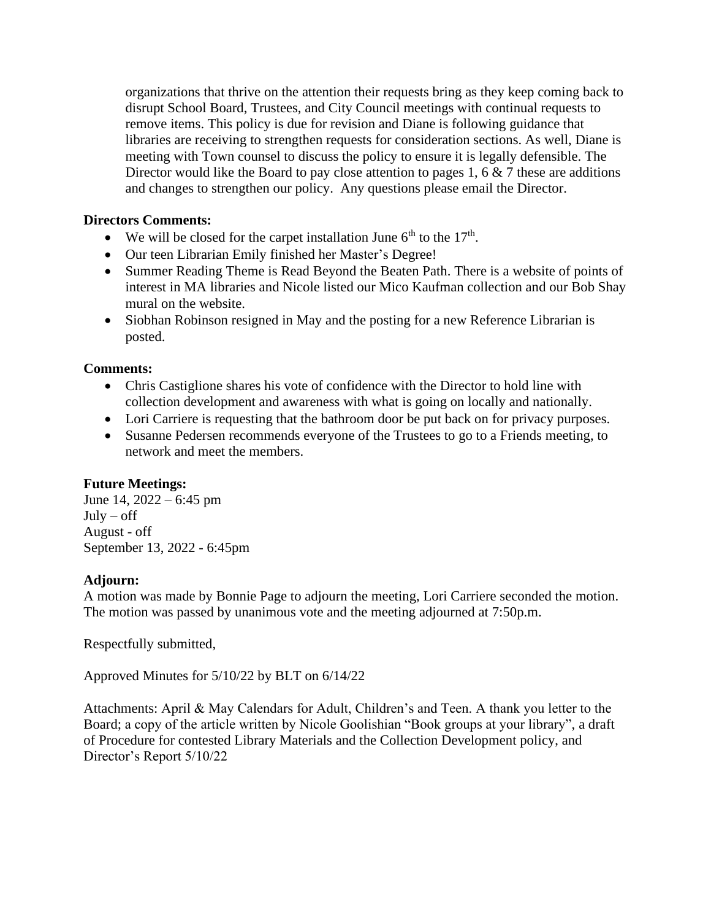organizations that thrive on the attention their requests bring as they keep coming back to disrupt School Board, Trustees, and City Council meetings with continual requests to remove items. This policy is due for revision and Diane is following guidance that libraries are receiving to strengthen requests for consideration sections. As well, Diane is meeting with Town counsel to discuss the policy to ensure it is legally defensible. The Director would like the Board to pay close attention to pages 1, 6 & 7 these are additions and changes to strengthen our policy. Any questions please email the Director.

**Directors Comments:**

- We will be closed for the carpet installation June 6th to the 17th.
- Our teen Librarian Emily finished her Master's Degree!
- Summer Reading Theme is Read Beyond the Beaten Path. There is a website of points of interest in MA libraries and Nicole listed our Mico Kaufman collection and our Bob Shay mural on the website.
- Siobhan Robinson resigned in May and the posting for a new Reference Librarian is posted.

**Comments:**

- Chris Castiglione shares his vote of confidence with the Director to hold line with collection development and awareness with what is going on locally and nationally.
- Lori Carriere is requesting that the bathroom door be put back on for privacy purposes.
- Susanne Pedersen recommends everyone of the Trustees to go to a Friends meeting, to network and meet the members.

**Future Meetings:**

June 14, 2022 – 6:45 pm
July – off
August - off
September 13, 2022 - 6:45pm

**Adjourn:**

A motion was made by Bonnie Page to adjourn the meeting, Lori Carriere seconded the motion. The motion was passed by unanimous vote and the meeting adjourned at 7:50p.m.

Respectfully submitted,

Approved Minutes for 5/10/22 by BLT on 6/14/22

Attachments: April & May Calendars for Adult, Children's and Teen. A thank you letter to the Board; a copy of the article written by Nicole Goolishian "Book groups at your library", a draft of Procedure for contested Library Materials and the Collection Development policy, and Director's Report 5/10/22